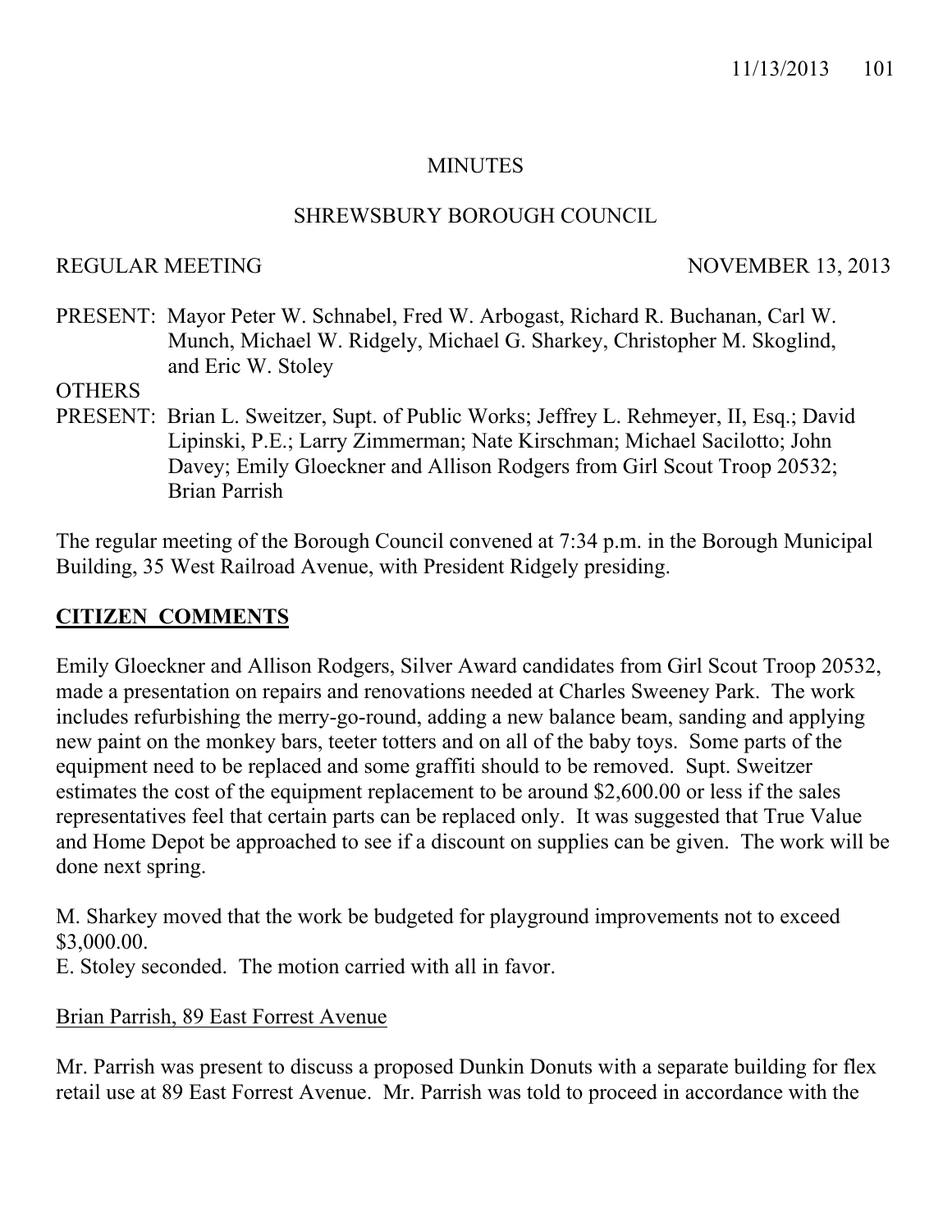# MINUTES

## SHREWSBURY BOROUGH COUNCIL

REGULAR MEETING NOVEMBER 13, 2013

PRESENT: Mayor Peter W. Schnabel, Fred W. Arbogast, Richard R. Buchanan, Carl W. Munch, Michael W. Ridgely, Michael G. Sharkey, Christopher M. Skoglind, and Eric W. Stoley

OTHERS PRESENT: Brian L. Sweitzer, Supt. of Public Works; Jeffrey L. Rehmeyer, II, Esq.; David Lipinski, P.E.; Larry Zimmerman; Nate Kirschman; Michael Sacilotto; John Davey; Emily Gloeckner and Allison Rodgers from Girl Scout Troop 20532; Brian Parrish

The regular meeting of the Borough Council convened at 7:34 p.m. in the Borough Municipal Building, 35 West Railroad Avenue, with President Ridgely presiding.

**CITIZEN COMMENTS**

Emily Gloeckner and Allison Rodgers, Silver Award candidates from Girl Scout Troop 20532, made a presentation on repairs and renovations needed at Charles Sweeney Park. The work includes refurbishing the merry-go-round, adding a new balance beam, sanding and applying new paint on the monkey bars, teeter totters and on all of the baby toys. Some parts of the equipment need to be replaced and some graffiti should to be removed. Supt. Sweitzer estimates the cost of the equipment replacement to be around $2,600.00 or less if the sales representatives feel that certain parts can be replaced only. It was suggested that True Value and Home Depot be approached to see if a discount on supplies can be given. The work will be done next spring.

M. Sharkey moved that the work be budgeted for playground improvements not to exceed $3,000.00.
E. Stoley seconded. The motion carried with all in favor.

Brian Parrish, 89 East Forrest Avenue

Mr. Parrish was present to discuss a proposed Dunkin Donuts with a separate building for flex retail use at 89 East Forrest Avenue. Mr. Parrish was told to proceed in accordance with the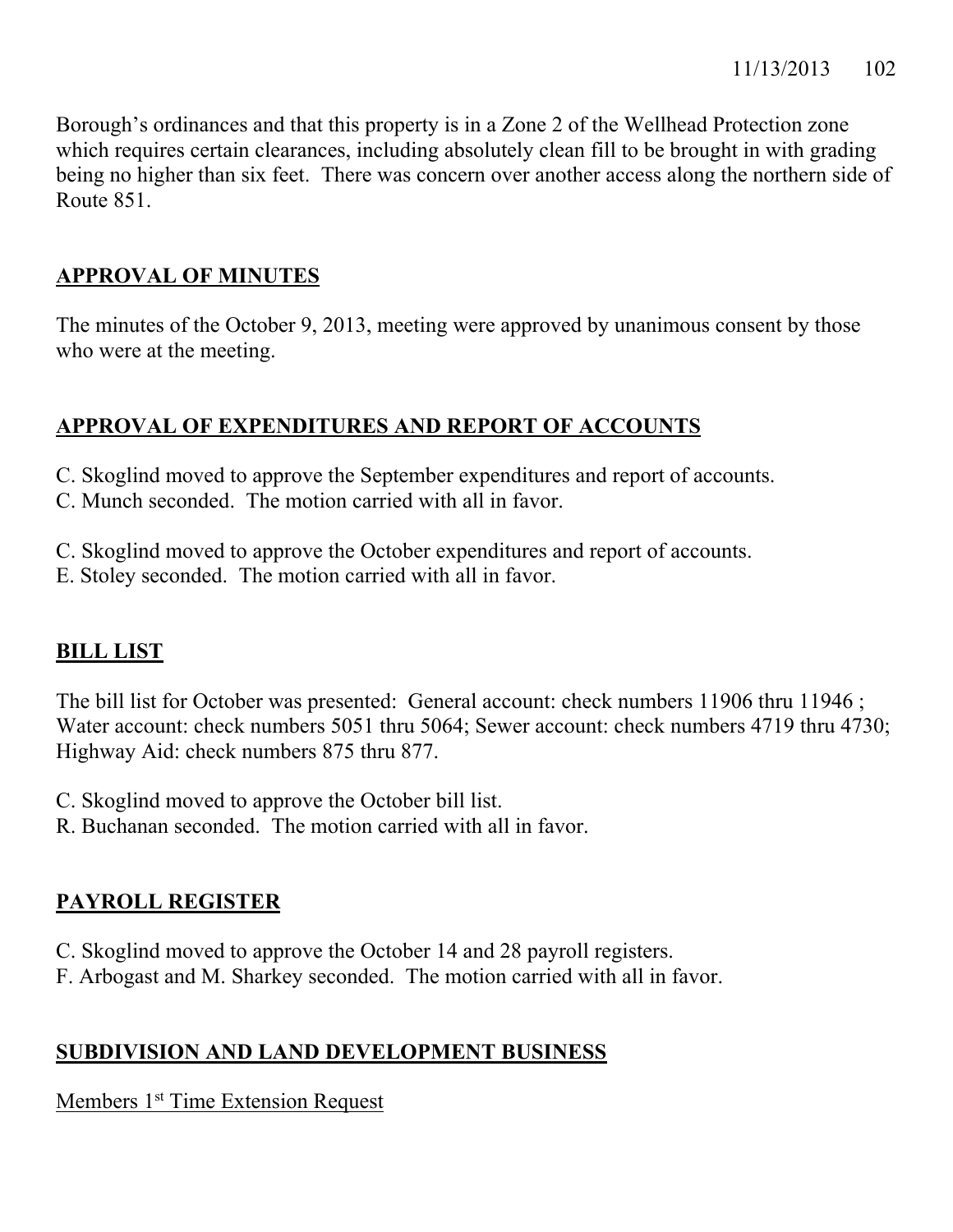Borough's ordinances and that this property is in a Zone 2 of the Wellhead Protection zone which requires certain clearances, including absolutely clean fill to be brought in with grading being no higher than six feet. There was concern over another access along the northern side of Route 851.

## APPROVAL OF MINUTES

The minutes of the October 9, 2013, meeting were approved by unanimous consent by those who were at the meeting.

## APPROVAL OF EXPENDITURES AND REPORT OF ACCOUNTS

C. Skoglind moved to approve the September expenditures and report of accounts.
C. Munch seconded. The motion carried with all in favor.

C. Skoglind moved to approve the October expenditures and report of accounts.
E. Stoley seconded. The motion carried with all in favor.

## BILL LIST

The bill list for October was presented: General account: check numbers 11906 thru 11946 ; Water account: check numbers 5051 thru 5064; Sewer account: check numbers 4719 thru 4730; Highway Aid: check numbers 875 thru 877.

C. Skoglind moved to approve the October bill list.
R. Buchanan seconded. The motion carried with all in favor.

## PAYROLL REGISTER

C. Skoglind moved to approve the October 14 and 28 payroll registers.
F. Arbogast and M. Sharkey seconded. The motion carried with all in favor.

## SUBDIVISION AND LAND DEVELOPMENT BUSINESS

Members 1st Time Extension Request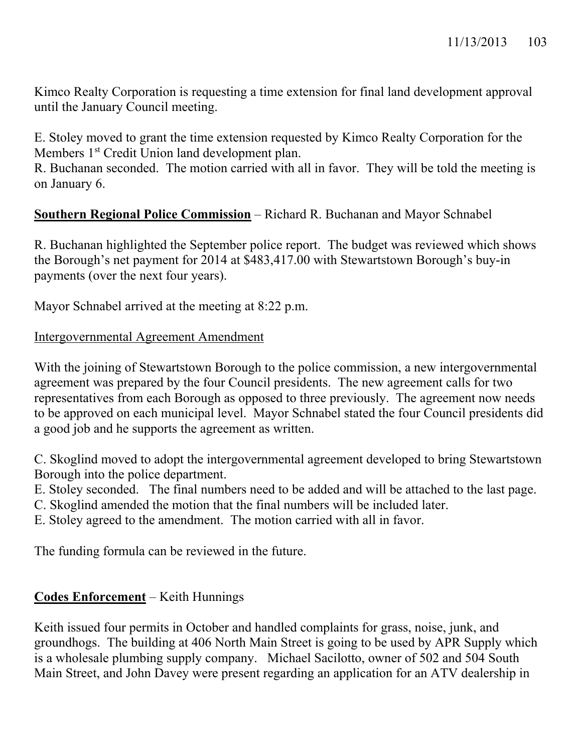Kimco Realty Corporation is requesting a time extension for final land development approval until the January Council meeting.

E. Stoley moved to grant the time extension requested by Kimco Realty Corporation for the Members 1st Credit Union land development plan.
R. Buchanan seconded. The motion carried with all in favor. They will be told the meeting is on January 6.

**Southern Regional Police Commission** – Richard R. Buchanan and Mayor Schnabel

R. Buchanan highlighted the September police report. The budget was reviewed which shows the Borough's net payment for 2014 at $483,417.00 with Stewartstown Borough's buy-in payments (over the next four years).

Mayor Schnabel arrived at the meeting at 8:22 p.m.

Intergovernmental Agreement Amendment

With the joining of Stewartstown Borough to the police commission, a new intergovernmental agreement was prepared by the four Council presidents. The new agreement calls for two representatives from each Borough as opposed to three previously. The agreement now needs to be approved on each municipal level. Mayor Schnabel stated the four Council presidents did a good job and he supports the agreement as written.

C. Skoglind moved to adopt the intergovernmental agreement developed to bring Stewartstown Borough into the police department.
E. Stoley seconded. The final numbers need to be added and will be attached to the last page.
C. Skoglind amended the motion that the final numbers will be included later.
E. Stoley agreed to the amendment. The motion carried with all in favor.

The funding formula can be reviewed in the future.

**Codes Enforcement** – Keith Hunnings

Keith issued four permits in October and handled complaints for grass, noise, junk, and groundhogs. The building at 406 North Main Street is going to be used by APR Supply which is a wholesale plumbing supply company. Michael Sacilotto, owner of 502 and 504 South Main Street, and John Davey were present regarding an application for an ATV dealership in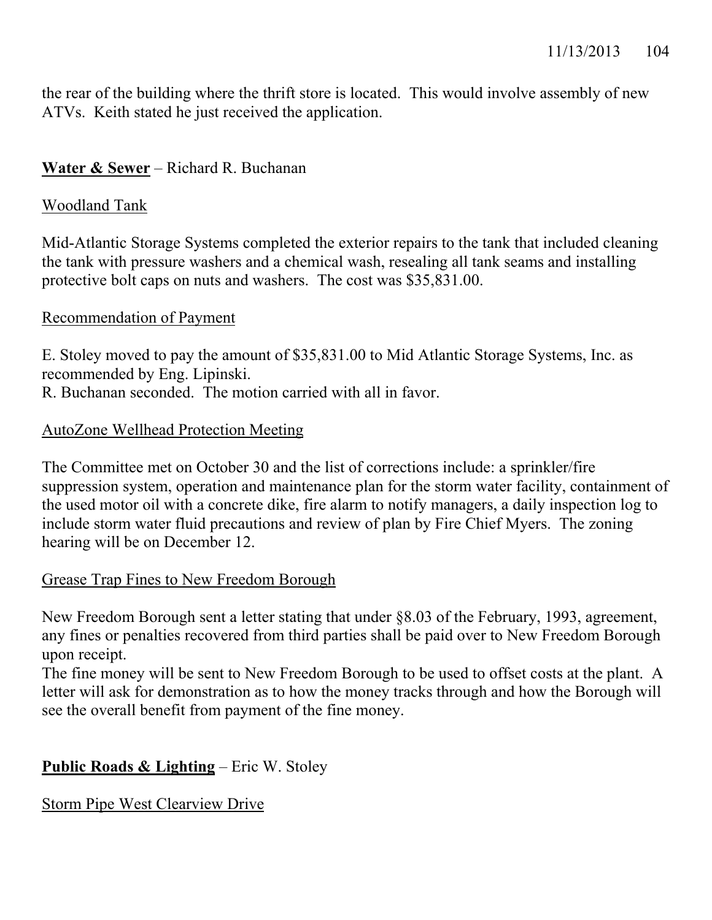the rear of the building where the thrift store is located. This would involve assembly of new ATVs. Keith stated he just received the application.

**Water & Sewer** – Richard R. Buchanan

Woodland Tank

Mid-Atlantic Storage Systems completed the exterior repairs to the tank that included cleaning the tank with pressure washers and a chemical wash, resealing all tank seams and installing protective bolt caps on nuts and washers. The cost was $35,831.00.

Recommendation of Payment

E. Stoley moved to pay the amount of $35,831.00 to Mid Atlantic Storage Systems, Inc. as recommended by Eng. Lipinski.
R. Buchanan seconded. The motion carried with all in favor.

AutoZone Wellhead Protection Meeting

The Committee met on October 30 and the list of corrections include: a sprinkler/fire suppression system, operation and maintenance plan for the storm water facility, containment of the used motor oil with a concrete dike, fire alarm to notify managers, a daily inspection log to include storm water fluid precautions and review of plan by Fire Chief Myers. The zoning hearing will be on December 12.

Grease Trap Fines to New Freedom Borough

New Freedom Borough sent a letter stating that under §8.03 of the February, 1993, agreement, any fines or penalties recovered from third parties shall be paid over to New Freedom Borough upon receipt.
The fine money will be sent to New Freedom Borough to be used to offset costs at the plant. A letter will ask for demonstration as to how the money tracks through and how the Borough will see the overall benefit from payment of the fine money.

**Public Roads & Lighting** – Eric W. Stoley

Storm Pipe West Clearview Drive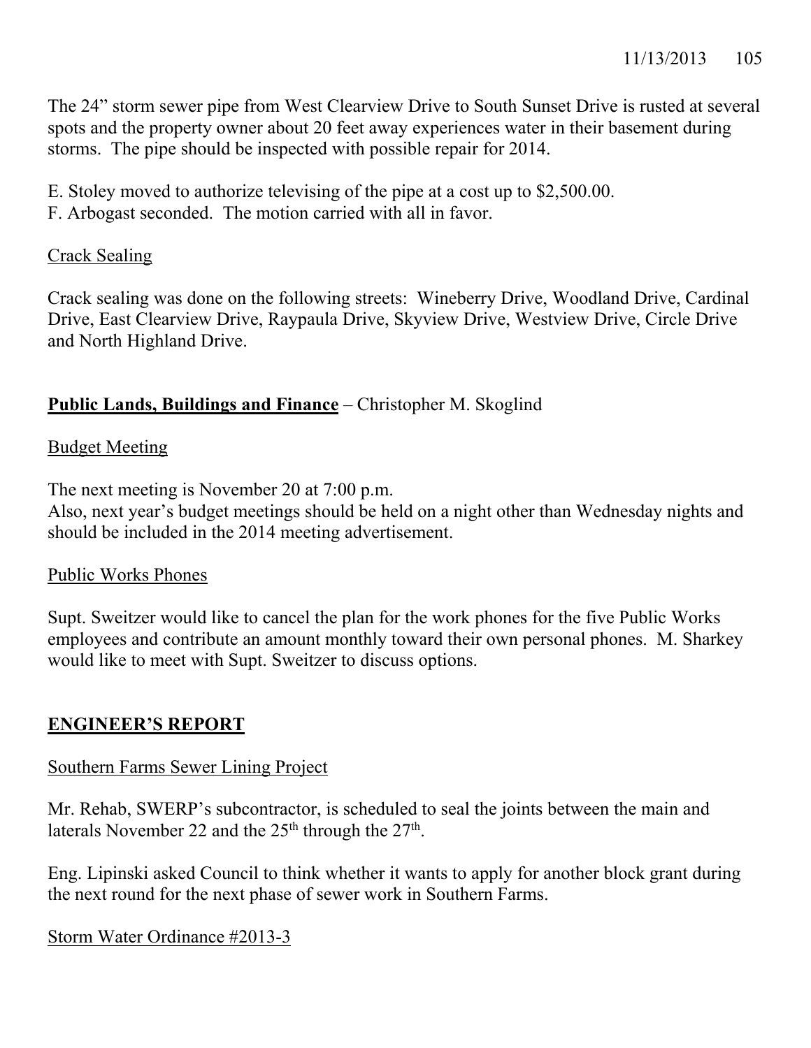The 24" storm sewer pipe from West Clearview Drive to South Sunset Drive is rusted at several spots and the property owner about 20 feet away experiences water in their basement during storms. The pipe should be inspected with possible repair for 2014.

E. Stoley moved to authorize televising of the pipe at a cost up to $2,500.00.
F. Arbogast seconded. The motion carried with all in favor.

Crack Sealing

Crack sealing was done on the following streets: Wineberry Drive, Woodland Drive, Cardinal Drive, East Clearview Drive, Raypaula Drive, Skyview Drive, Westview Drive, Circle Drive and North Highland Drive.

**Public Lands, Buildings and Finance** – Christopher M. Skoglind

Budget Meeting

The next meeting is November 20 at 7:00 p.m.
Also, next year's budget meetings should be held on a night other than Wednesday nights and should be included in the 2014 meeting advertisement.

Public Works Phones

Supt. Sweitzer would like to cancel the plan for the work phones for the five Public Works employees and contribute an amount monthly toward their own personal phones. M. Sharkey would like to meet with Supt. Sweitzer to discuss options.

## ENGINEER'S REPORT

Southern Farms Sewer Lining Project

Mr. Rehab, SWERP's subcontractor, is scheduled to seal the joints between the main and laterals November 22 and the 25th through the 27th.

Eng. Lipinski asked Council to think whether it wants to apply for another block grant during the next round for the next phase of sewer work in Southern Farms.

Storm Water Ordinance #2013-3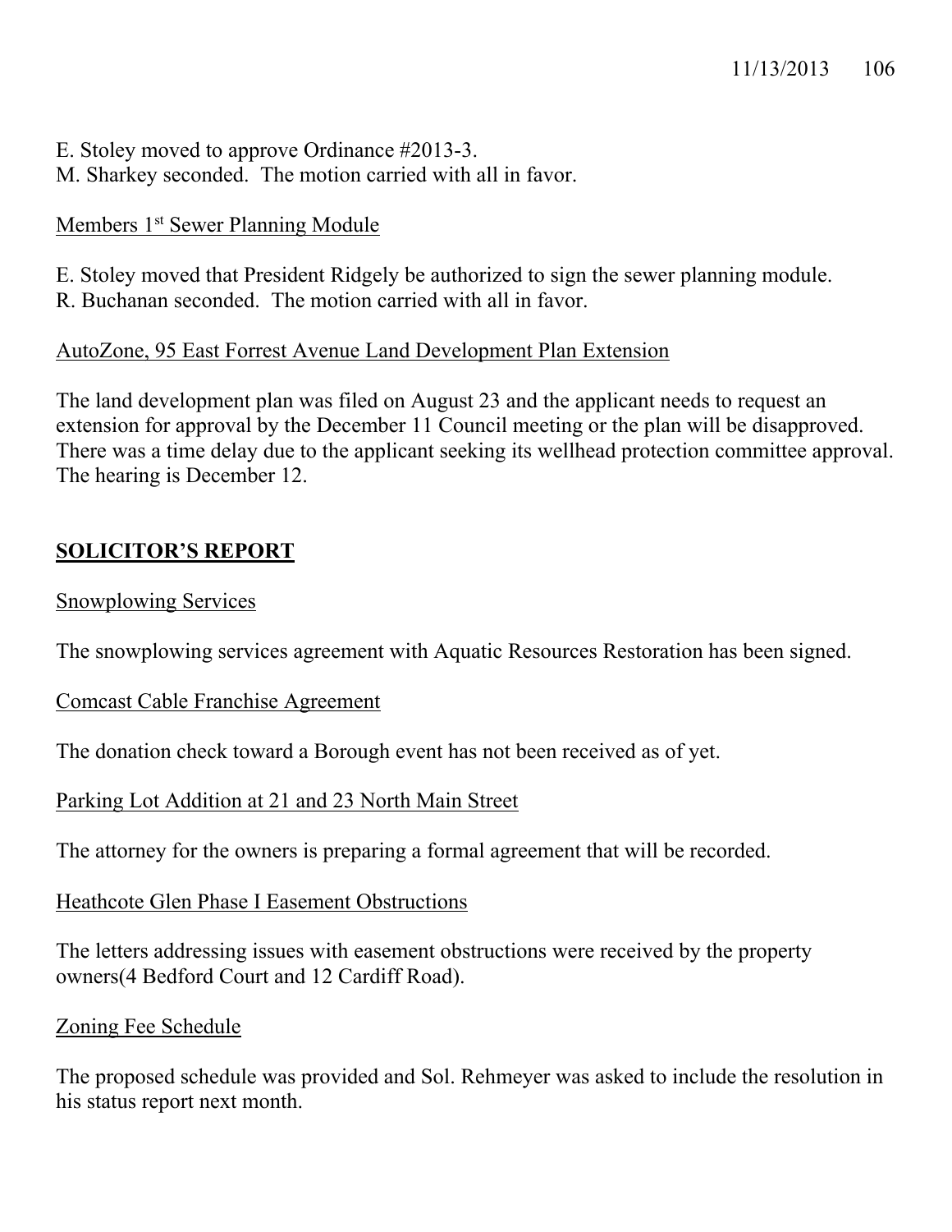E. Stoley moved to approve Ordinance #2013-3.
M. Sharkey seconded. The motion carried with all in favor.

Members 1st Sewer Planning Module

E. Stoley moved that President Ridgely be authorized to sign the sewer planning module.
R. Buchanan seconded. The motion carried with all in favor.

AutoZone, 95 East Forrest Avenue Land Development Plan Extension

The land development plan was filed on August 23 and the applicant needs to request an extension for approval by the December 11 Council meeting or the plan will be disapproved. There was a time delay due to the applicant seeking its wellhead protection committee approval. The hearing is December 12.

## SOLICITOR'S REPORT

Snowplowing Services

The snowplowing services agreement with Aquatic Resources Restoration has been signed.

Comcast Cable Franchise Agreement

The donation check toward a Borough event has not been received as of yet.

Parking Lot Addition at 21 and 23 North Main Street

The attorney for the owners is preparing a formal agreement that will be recorded.

Heathcote Glen Phase I Easement Obstructions

The letters addressing issues with easement obstructions were received by the property owners(4 Bedford Court and 12 Cardiff Road).

Zoning Fee Schedule

The proposed schedule was provided and Sol. Rehmeyer was asked to include the resolution in his status report next month.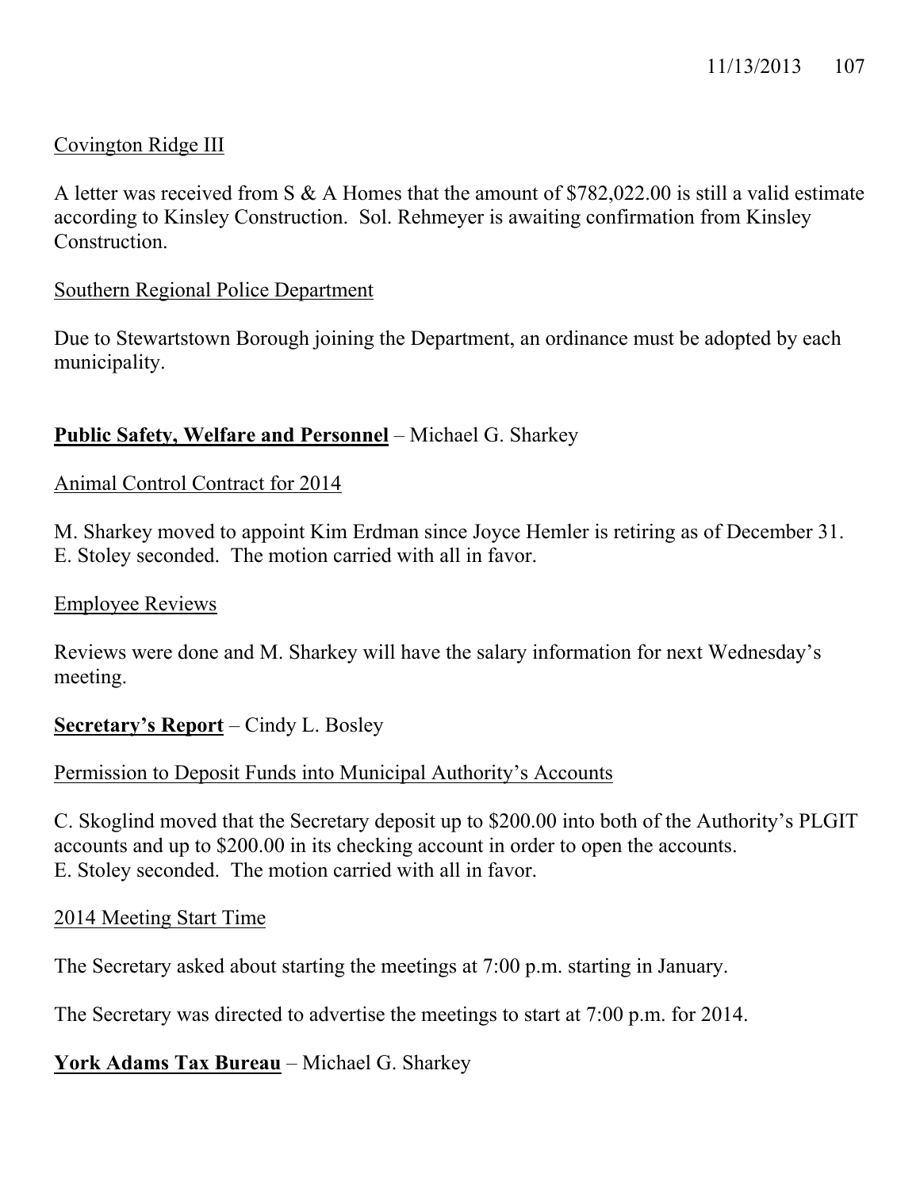Covington Ridge III

A letter was received from S & A Homes that the amount of $782,022.00 is still a valid estimate according to Kinsley Construction. Sol. Rehmeyer is awaiting confirmation from Kinsley Construction.

Southern Regional Police Department

Due to Stewartstown Borough joining the Department, an ordinance must be adopted by each municipality.

**Public Safety, Welfare and Personnel** – Michael G. Sharkey

Animal Control Contract for 2014

M. Sharkey moved to appoint Kim Erdman since Joyce Hemler is retiring as of December 31. E. Stoley seconded. The motion carried with all in favor.

Employee Reviews

Reviews were done and M. Sharkey will have the salary information for next Wednesday's meeting.

**Secretary's Report** – Cindy L. Bosley

Permission to Deposit Funds into Municipal Authority's Accounts

C. Skoglind moved that the Secretary deposit up to $200.00 into both of the Authority's PLGIT accounts and up to $200.00 in its checking account in order to open the accounts. E. Stoley seconded. The motion carried with all in favor.

2014 Meeting Start Time

The Secretary asked about starting the meetings at 7:00 p.m. starting in January.

The Secretary was directed to advertise the meetings to start at 7:00 p.m. for 2014.

**York Adams Tax Bureau** – Michael G. Sharkey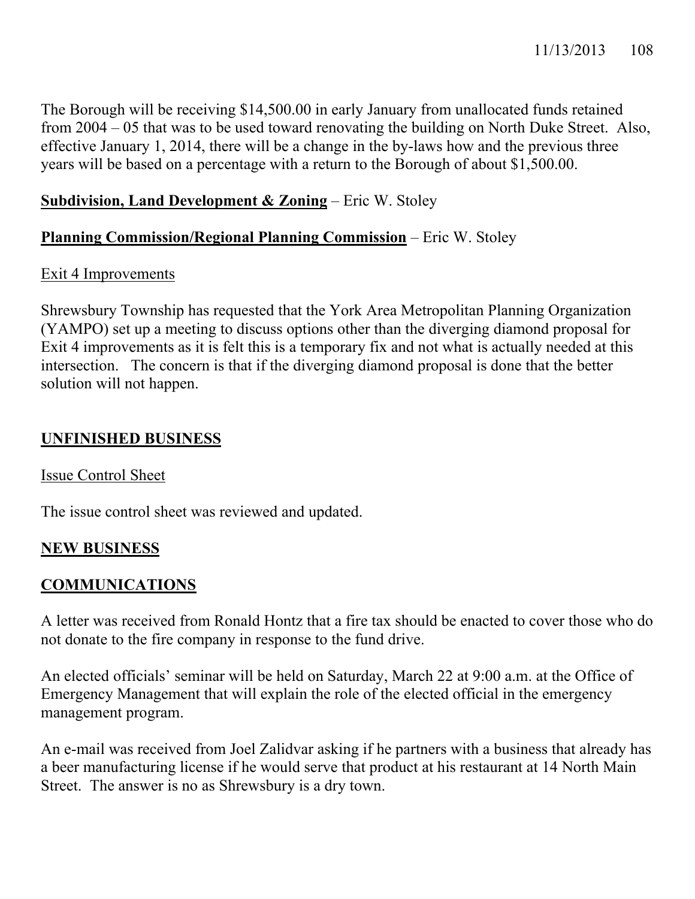The Borough will be receiving $14,500.00 in early January from unallocated funds retained from 2004 – 05 that was to be used toward renovating the building on North Duke Street. Also, effective January 1, 2014, there will be a change in the by-laws how and the previous three years will be based on a percentage with a return to the Borough of about $1,500.00.

**Subdivision, Land Development & Zoning** – Eric W. Stoley

**Planning Commission/Regional Planning Commission** – Eric W. Stoley

Exit 4 Improvements

Shrewsbury Township has requested that the York Area Metropolitan Planning Organization (YAMPO) set up a meeting to discuss options other than the diverging diamond proposal for Exit 4 improvements as it is felt this is a temporary fix and not what is actually needed at this intersection. The concern is that if the diverging diamond proposal is done that the better solution will not happen.

## UNFINISHED BUSINESS

Issue Control Sheet

The issue control sheet was reviewed and updated.

## NEW BUSINESS

## COMMUNICATIONS

A letter was received from Ronald Hontz that a fire tax should be enacted to cover those who do not donate to the fire company in response to the fund drive.

An elected officials' seminar will be held on Saturday, March 22 at 9:00 a.m. at the Office of Emergency Management that will explain the role of the elected official in the emergency management program.

An e-mail was received from Joel Zalidvar asking if he partners with a business that already has a beer manufacturing license if he would serve that product at his restaurant at 14 North Main Street. The answer is no as Shrewsbury is a dry town.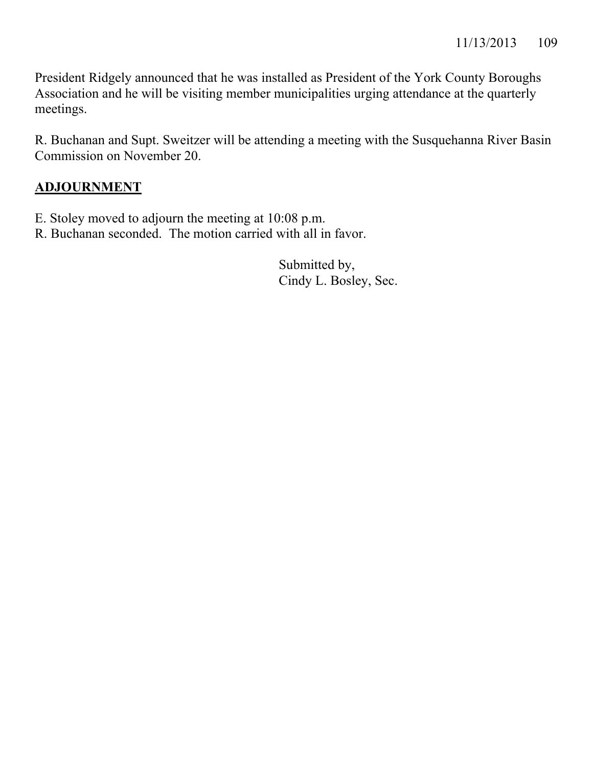President Ridgely announced that he was installed as President of the York County Boroughs Association and he will be visiting member municipalities urging attendance at the quarterly meetings.

R. Buchanan and Supt. Sweitzer will be attending a meeting with the Susquehanna River Basin Commission on November 20.

**ADJOURNMENT**

E. Stoley moved to adjourn the meeting at 10:08 p.m.
R. Buchanan seconded. The motion carried with all in favor.

Submitted by,
Cindy L. Bosley, Sec.